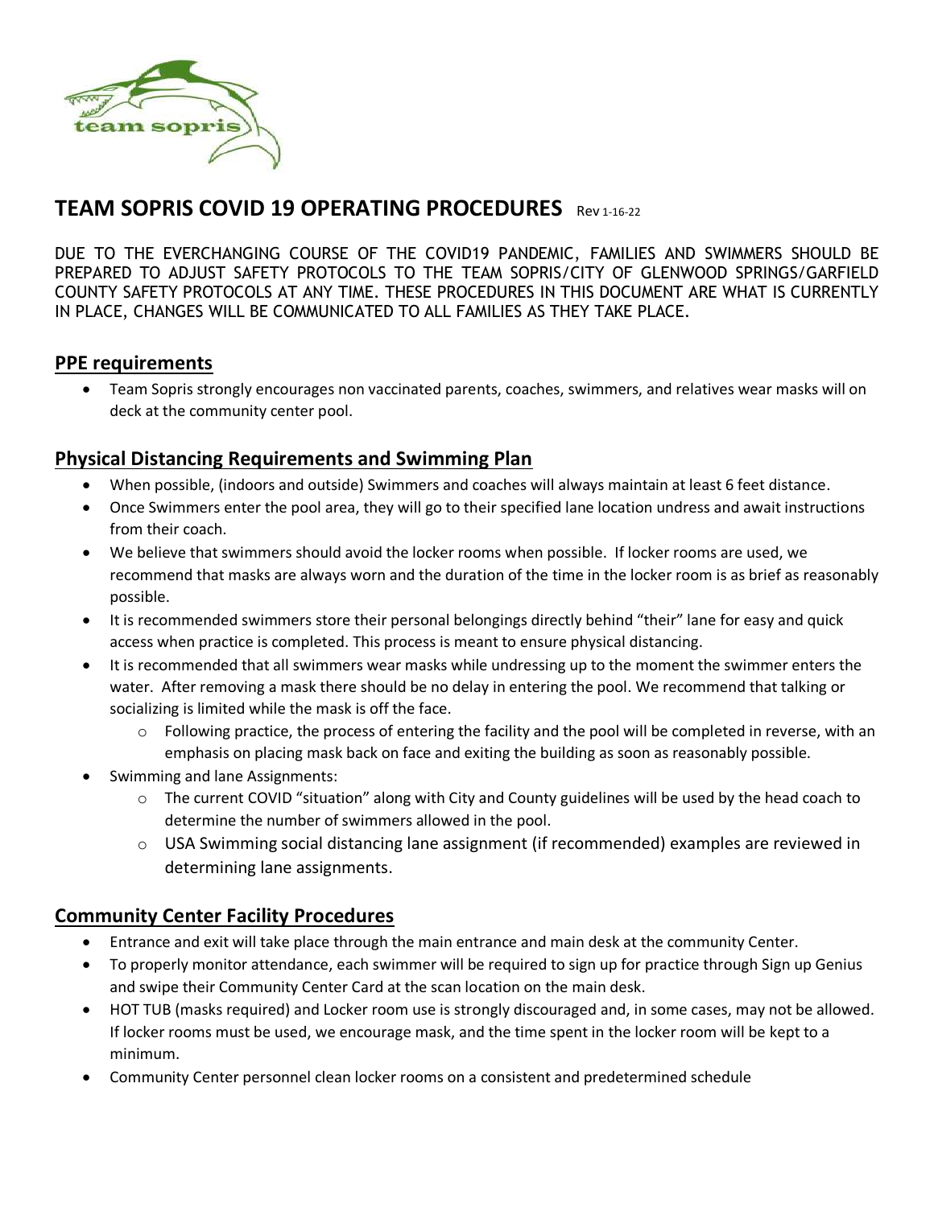# TEAM SOPRIS COVID 19 OPERATING PROCEDURES Rev 1-16-22

DUE TO THE EVERCHANGING COURSE OF THE COVID19 PANDEMIC, FAMILIES AND SWIMMERS SHOULD BE PREPARED TO ADJUST SAFETY PROTOCOLS TO THE TEAM SOPRIS/CITY OF GLENWOOD SPRINGS/GARFIELD COUNTY SAFETY PROTOCOLS AT ANY TIME. THESE PROCEDURES IN THIS DOCUMENT ARE WHAT IS CURRENTLY IN PLACE, CHANGES WILL BE COMMUNICATED TO ALL FAMILIES AS THEY TAKE PLACE.

## PPE requirements

- Team Sopris strongly encourages non vaccinated parents, coaches, swimmers, and relatives wear masks will on deck at the community center pool.

## Physical Distancing Requirements and Swimming Plan

- When possible, (indoors and outside) Swimmers and coaches will always maintain at least 6 feet distance.
- Once Swimmers enter the pool area, they will go to their specified lane location undress and await instructions from their coach.
- We believe that swimmers should avoid the locker rooms when possible. If locker rooms are used, we recommend that masks are always worn and the duration of the time in the locker room is as brief as reasonably possible.
- It is recommended swimmers store their personal belongings directly behind "their" lane for easy and quick access when practice is completed. This process is meant to ensure physical distancing.
- It is recommended that all swimmers wear masks while undressing up to the moment the swimmer enters the water. After removing a mask there should be no delay in entering the pool. We recommend that talking or socializing is limited while the mask is off the face.
  - Following practice, the process of entering the facility and the pool will be completed in reverse, with an emphasis on placing mask back on face and exiting the building as soon as reasonably possible.
- Swimming and lane Assignments:
  - The current COVID "situation" along with City and County guidelines will be used by the head coach to determine the number of swimmers allowed in the pool.
  - USA Swimming social distancing lane assignment (if recommended) examples are reviewed in determining lane assignments.

## Community Center Facility Procedures

- Entrance and exit will take place through the main entrance and main desk at the community Center.
- To properly monitor attendance, each swimmer will be required to sign up for practice through Sign up Genius and swipe their Community Center Card at the scan location on the main desk.
- HOT TUB (masks required) and Locker room use is strongly discouraged and, in some cases, may not be allowed. If locker rooms must be used, we encourage mask, and the time spent in the locker room will be kept to a minimum.
- Community Center personnel clean locker rooms on a consistent and predetermined schedule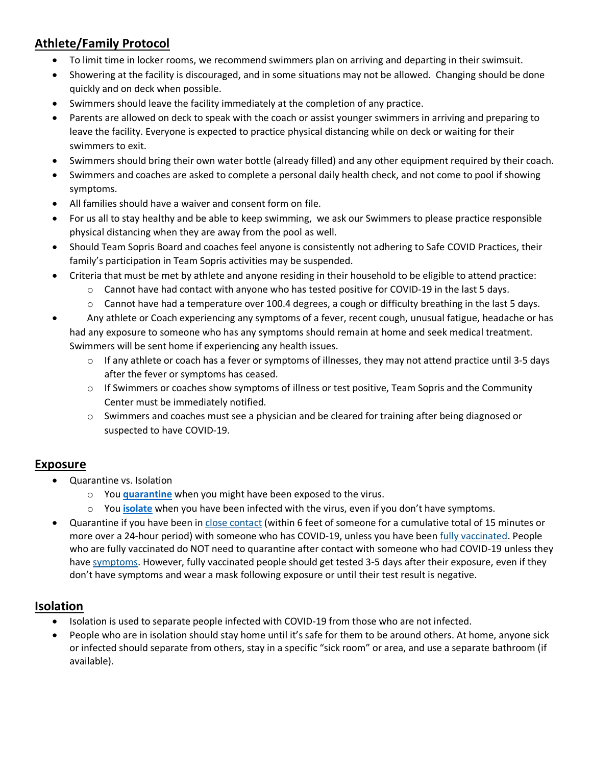## Athlete/Family Protocol

- To limit time in locker rooms, we recommend swimmers plan on arriving and departing in their swimsuit.
- Showering at the facility is discouraged, and in some situations may not be allowed. Changing should be done quickly and on deck when possible.
- Swimmers should leave the facility immediately at the completion of any practice.
- Parents are allowed on deck to speak with the coach or assist younger swimmers in arriving and preparing to leave the facility. Everyone is expected to practice physical distancing while on deck or waiting for their swimmers to exit.
- Swimmers should bring their own water bottle (already filled) and any other equipment required by their coach.
- Swimmers and coaches are asked to complete a personal daily health check, and not come to pool if showing symptoms.
- All families should have a waiver and consent form on file.
- For us all to stay healthy and be able to keep swimming, we ask our Swimmers to please practice responsible physical distancing when they are away from the pool as well.
- Should Team Sopris Board and coaches feel anyone is consistently not adhering to Safe COVID Practices, their family's participation in Team Sopris activities may be suspended.
- Criteria that must be met by athlete and anyone residing in their household to be eligible to attend practice:
  - Cannot have had contact with anyone who has tested positive for COVID-19 in the last 5 days.
  - Cannot have had a temperature over 100.4 degrees, a cough or difficulty breathing in the last 5 days.
- Any athlete or Coach experiencing any symptoms of a fever, recent cough, unusual fatigue, headache or has had any exposure to someone who has any symptoms should remain at home and seek medical treatment. Swimmers will be sent home if experiencing any health issues.
  - If any athlete or coach has a fever or symptoms of illnesses, they may not attend practice until 3-5 days after the fever or symptoms has ceased.
  - If Swimmers or coaches show symptoms of illness or test positive, Team Sopris and the Community Center must be immediately notified.
  - Swimmers and coaches must see a physician and be cleared for training after being diagnosed or suspected to have COVID-19.

## Exposure

- Quarantine vs. Isolation
  - You **quarantine** when you might have been exposed to the virus.
  - You **isolate** when you have been infected with the virus, even if you don't have symptoms.
- Quarantine if you have been in close contact (within 6 feet of someone for a cumulative total of 15 minutes or more over a 24-hour period) with someone who has COVID-19, unless you have been fully vaccinated. People who are fully vaccinated do NOT need to quarantine after contact with someone who had COVID-19 unless they have symptoms. However, fully vaccinated people should get tested 3-5 days after their exposure, even if they don't have symptoms and wear a mask following exposure or until their test result is negative.

## Isolation

- Isolation is used to separate people infected with COVID-19 from those who are not infected.
- People who are in isolation should stay home until it's safe for them to be around others. At home, anyone sick or infected should separate from others, stay in a specific "sick room" or area, and use a separate bathroom (if available).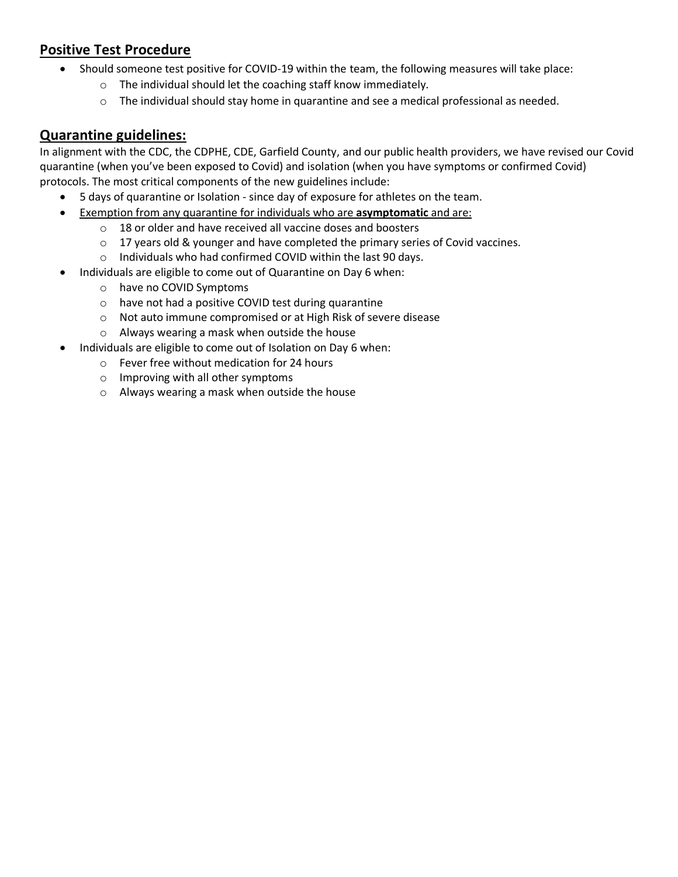## Positive Test Procedure

- Should someone test positive for COVID-19 within the team, the following measures will take place:
  - The individual should let the coaching staff know immediately.
  - The individual should stay home in quarantine and see a medical professional as needed.

## Quarantine guidelines:

In alignment with the CDC, the CDPHE, CDE, Garfield County, and our public health providers, we have revised our Covid quarantine (when you've been exposed to Covid) and isolation (when you have symptoms or confirmed Covid) protocols. The most critical components of the new guidelines include:

- 5 days of quarantine or Isolation - since day of exposure for athletes on the team.
- Exemption from any quarantine for individuals who are **asymptomatic** and are:
  - 18 or older and have received all vaccine doses and boosters
  - 17 years old & younger and have completed the primary series of Covid vaccines.
  - Individuals who had confirmed COVID within the last 90 days.
- Individuals are eligible to come out of Quarantine on Day 6 when:
  - have no COVID Symptoms
  - have not had a positive COVID test during quarantine
  - Not auto immune compromised or at High Risk of severe disease
  - Always wearing a mask when outside the house
- Individuals are eligible to come out of Isolation on Day 6 when:
  - Fever free without medication for 24 hours
  - Improving with all other symptoms
  - Always wearing a mask when outside the house